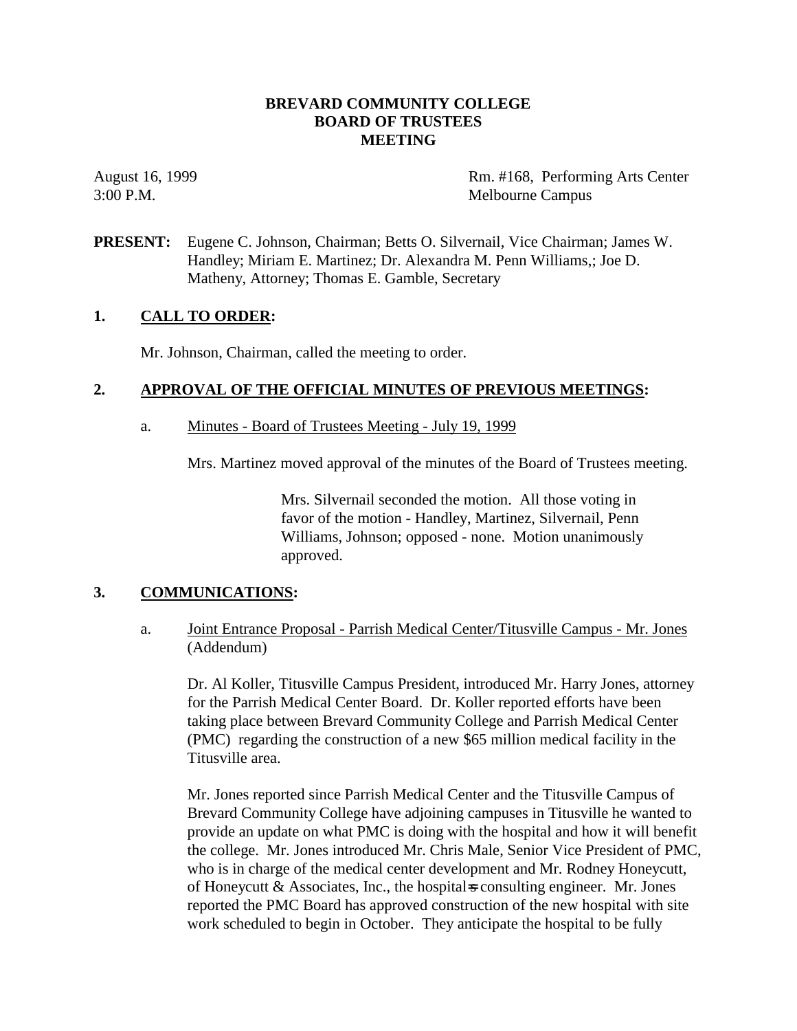**BREVARD COMMUNITY COLLEGE**
**BOARD OF TRUSTEES**
**MEETING**

August 16, 1999
3:00 P.M.

Rm. #168, Performing Arts Center
Melbourne Campus

**PRESENT:** Eugene C. Johnson, Chairman; Betts O. Silvernail, Vice Chairman; James W. Handley; Miriam E. Martinez; Dr. Alexandra M. Penn Williams,; Joe D. Matheny, Attorney; Thomas E. Gamble, Secretary

## 1. CALL TO ORDER:

Mr. Johnson, Chairman, called the meeting to order.

## 2. APPROVAL OF THE OFFICIAL MINUTES OF PREVIOUS MEETINGS:

a. Minutes - Board of Trustees Meeting - July 19, 1999

Mrs. Martinez moved approval of the minutes of the Board of Trustees meeting.

> Mrs. Silvernail seconded the motion. All those voting in favor of the motion - Handley, Martinez, Silvernail, Penn Williams, Johnson; opposed - none. Motion unanimously approved.

## 3. COMMUNICATIONS:

a. Joint Entrance Proposal - Parrish Medical Center/Titusville Campus - Mr. Jones (Addendum)

Dr. Al Koller, Titusville Campus President, introduced Mr. Harry Jones, attorney for the Parrish Medical Center Board. Dr. Koller reported efforts have been taking place between Brevard Community College and Parrish Medical Center (PMC) regarding the construction of a new $65 million medical facility in the Titusville area.

Mr. Jones reported since Parrish Medical Center and the Titusville Campus of Brevard Community College have adjoining campuses in Titusville he wanted to provide an update on what PMC is doing with the hospital and how it will benefit the college. Mr. Jones introduced Mr. Chris Male, Senior Vice President of PMC, who is in charge of the medical center development and Mr. Rodney Honeycutt, of Honeycutt & Associates, Inc., the hospital=s consulting engineer. Mr. Jones reported the PMC Board has approved construction of the new hospital with site work scheduled to begin in October. They anticipate the hospital to be fully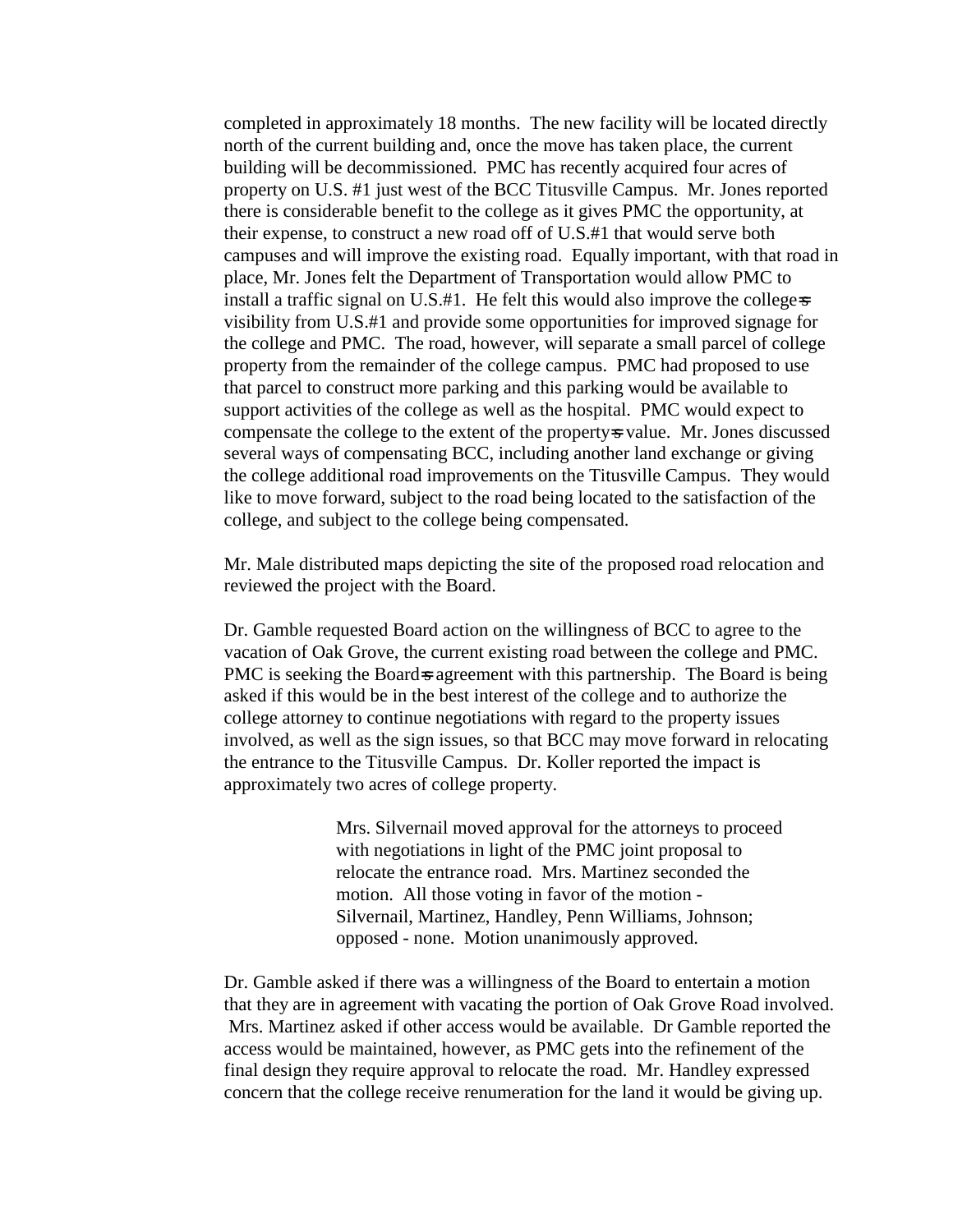completed in approximately 18 months. The new facility will be located directly north of the current building and, once the move has taken place, the current building will be decommissioned. PMC has recently acquired four acres of property on U.S. #1 just west of the BCC Titusville Campus. Mr. Jones reported there is considerable benefit to the college as it gives PMC the opportunity, at their expense, to construct a new road off of U.S.#1 that would serve both campuses and will improve the existing road. Equally important, with that road in place, Mr. Jones felt the Department of Transportation would allow PMC to install a traffic signal on U.S.#1. He felt this would also improve the college=s visibility from U.S.#1 and provide some opportunities for improved signage for the college and PMC. The road, however, will separate a small parcel of college property from the remainder of the college campus. PMC had proposed to use that parcel to construct more parking and this parking would be available to support activities of the college as well as the hospital. PMC would expect to compensate the college to the extent of the property=s value. Mr. Jones discussed several ways of compensating BCC, including another land exchange or giving the college additional road improvements on the Titusville Campus. They would like to move forward, subject to the road being located to the satisfaction of the college, and subject to the college being compensated.

Mr. Male distributed maps depicting the site of the proposed road relocation and reviewed the project with the Board.

Dr. Gamble requested Board action on the willingness of BCC to agree to the vacation of Oak Grove, the current existing road between the college and PMC. PMC is seeking the Board=s agreement with this partnership. The Board is being asked if this would be in the best interest of the college and to authorize the college attorney to continue negotiations with regard to the property issues involved, as well as the sign issues, so that BCC may move forward in relocating the entrance to the Titusville Campus. Dr. Koller reported the impact is approximately two acres of college property.

> Mrs. Silvernail moved approval for the attorneys to proceed with negotiations in light of the PMC joint proposal to relocate the entrance road. Mrs. Martinez seconded the motion. All those voting in favor of the motion - Silvernail, Martinez, Handley, Penn Williams, Johnson; opposed - none. Motion unanimously approved.

Dr. Gamble asked if there was a willingness of the Board to entertain a motion that they are in agreement with vacating the portion of Oak Grove Road involved. Mrs. Martinez asked if other access would be available. Dr Gamble reported the access would be maintained, however, as PMC gets into the refinement of the final design they require approval to relocate the road. Mr. Handley expressed concern that the college receive renumeration for the land it would be giving up.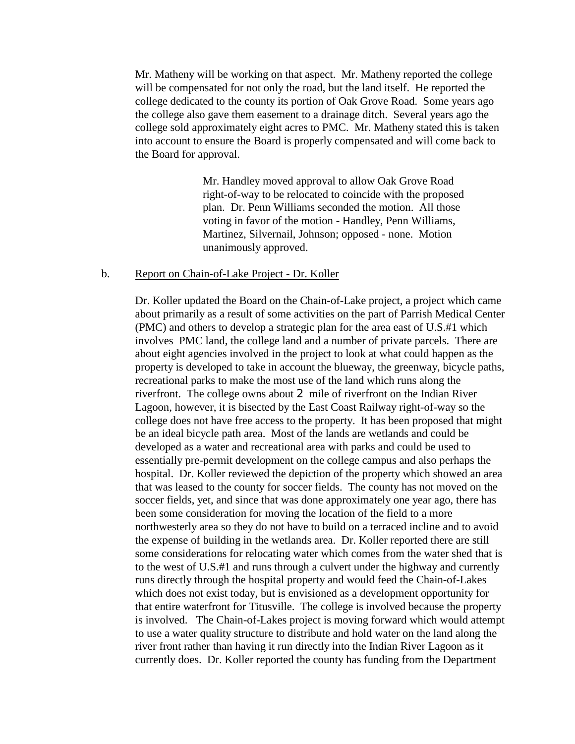Mr. Matheny will be working on that aspect. Mr. Matheny reported the college will be compensated for not only the road, but the land itself. He reported the college dedicated to the county its portion of Oak Grove Road. Some years ago the college also gave them easement to a drainage ditch. Several years ago the college sold approximately eight acres to PMC. Mr. Matheny stated this is taken into account to ensure the Board is properly compensated and will come back to the Board for approval.

> Mr. Handley moved approval to allow Oak Grove Road right-of-way to be relocated to coincide with the proposed plan. Dr. Penn Williams seconded the motion. All those voting in favor of the motion - Handley, Penn Williams, Martinez, Silvernail, Johnson; opposed - none. Motion unanimously approved.

b. <u>Report on Chain-of-Lake Project - Dr. Koller</u>

Dr. Koller updated the Board on the Chain-of-Lake project, a project which came about primarily as a result of some activities on the part of Parrish Medical Center (PMC) and others to develop a strategic plan for the area east of U.S.#1 which involves PMC land, the college land and a number of private parcels. There are about eight agencies involved in the project to look at what could happen as the property is developed to take in account the blueway, the greenway, bicycle paths, recreational parks to make the most use of the land which runs along the riverfront. The college owns about 2 mile of riverfront on the Indian River Lagoon, however, it is bisected by the East Coast Railway right-of-way so the college does not have free access to the property. It has been proposed that might be an ideal bicycle path area. Most of the lands are wetlands and could be developed as a water and recreational area with parks and could be used to essentially pre-permit development on the college campus and also perhaps the hospital. Dr. Koller reviewed the depiction of the property which showed an area that was leased to the county for soccer fields. The county has not moved on the soccer fields, yet, and since that was done approximately one year ago, there has been some consideration for moving the location of the field to a more northwesterly area so they do not have to build on a terraced incline and to avoid the expense of building in the wetlands area. Dr. Koller reported there are still some considerations for relocating water which comes from the water shed that is to the west of U.S.#1 and runs through a culvert under the highway and currently runs directly through the hospital property and would feed the Chain-of-Lakes which does not exist today, but is envisioned as a development opportunity for that entire waterfront for Titusville. The college is involved because the property is involved. The Chain-of-Lakes project is moving forward which would attempt to use a water quality structure to distribute and hold water on the land along the river front rather than having it run directly into the Indian River Lagoon as it currently does. Dr. Koller reported the county has funding from the Department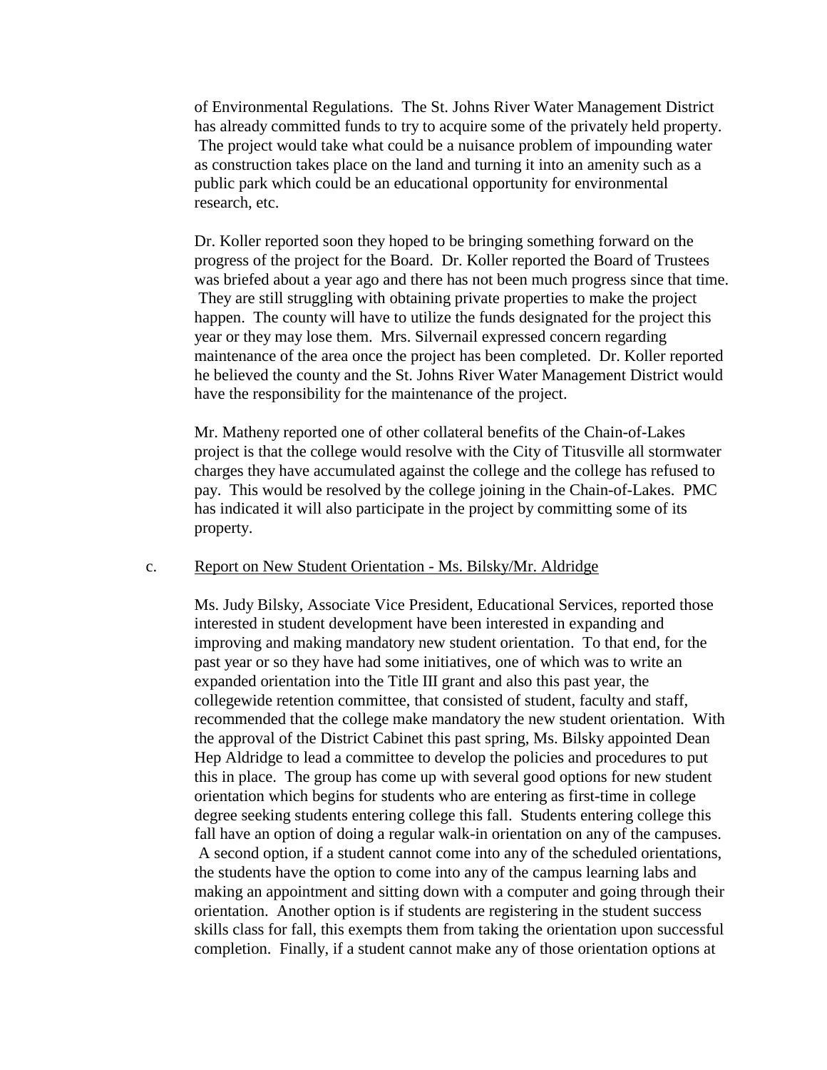of Environmental Regulations. The St. Johns River Water Management District has already committed funds to try to acquire some of the privately held property. The project would take what could be a nuisance problem of impounding water as construction takes place on the land and turning it into an amenity such as a public park which could be an educational opportunity for environmental research, etc.

Dr. Koller reported soon they hoped to be bringing something forward on the progress of the project for the Board. Dr. Koller reported the Board of Trustees was briefed about a year ago and there has not been much progress since that time. They are still struggling with obtaining private properties to make the project happen. The county will have to utilize the funds designated for the project this year or they may lose them. Mrs. Silvernail expressed concern regarding maintenance of the area once the project has been completed. Dr. Koller reported he believed the county and the St. Johns River Water Management District would have the responsibility for the maintenance of the project.

Mr. Matheny reported one of other collateral benefits of the Chain-of-Lakes project is that the college would resolve with the City of Titusville all stormwater charges they have accumulated against the college and the college has refused to pay. This would be resolved by the college joining in the Chain-of-Lakes. PMC has indicated it will also participate in the project by committing some of its property.

c. Report on New Student Orientation - Ms. Bilsky/Mr. Aldridge

Ms. Judy Bilsky, Associate Vice President, Educational Services, reported those interested in student development have been interested in expanding and improving and making mandatory new student orientation. To that end, for the past year or so they have had some initiatives, one of which was to write an expanded orientation into the Title III grant and also this past year, the collegewide retention committee, that consisted of student, faculty and staff, recommended that the college make mandatory the new student orientation. With the approval of the District Cabinet this past spring, Ms. Bilsky appointed Dean Hep Aldridge to lead a committee to develop the policies and procedures to put this in place. The group has come up with several good options for new student orientation which begins for students who are entering as first-time in college degree seeking students entering college this fall. Students entering college this fall have an option of doing a regular walk-in orientation on any of the campuses. A second option, if a student cannot come into any of the scheduled orientations, the students have the option to come into any of the campus learning labs and making an appointment and sitting down with a computer and going through their orientation. Another option is if students are registering in the student success skills class for fall, this exempts them from taking the orientation upon successful completion. Finally, if a student cannot make any of those orientation options at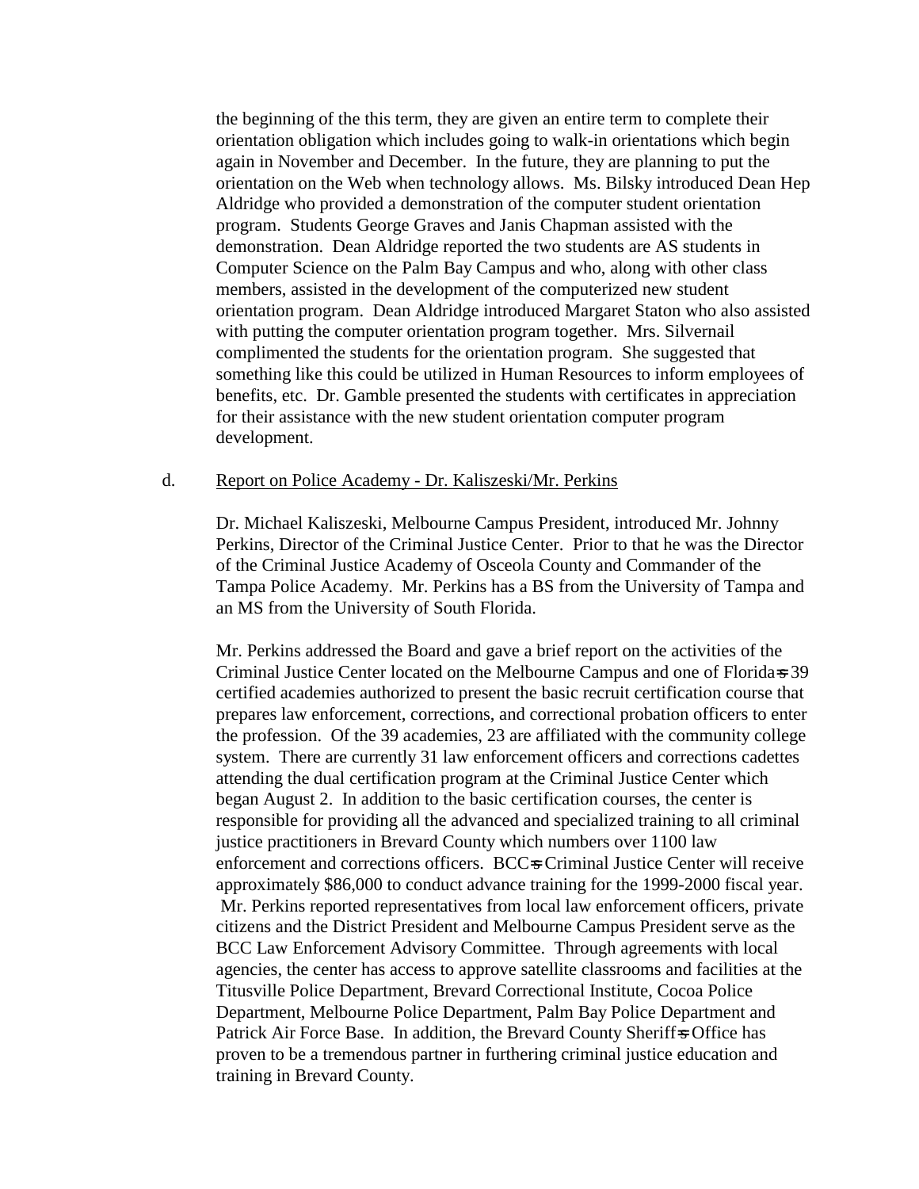the beginning of the this term, they are given an entire term to complete their orientation obligation which includes going to walk-in orientations which begin again in November and December. In the future, they are planning to put the orientation on the Web when technology allows. Ms. Bilsky introduced Dean Hep Aldridge who provided a demonstration of the computer student orientation program. Students George Graves and Janis Chapman assisted with the demonstration. Dean Aldridge reported the two students are AS students in Computer Science on the Palm Bay Campus and who, along with other class members, assisted in the development of the computerized new student orientation program. Dean Aldridge introduced Margaret Staton who also assisted with putting the computer orientation program together. Mrs. Silvernail complimented the students for the orientation program. She suggested that something like this could be utilized in Human Resources to inform employees of benefits, etc. Dr. Gamble presented the students with certificates in appreciation for their assistance with the new student orientation computer program development.

d. Report on Police Academy - Dr. Kaliszeski/Mr. Perkins

Dr. Michael Kaliszeski, Melbourne Campus President, introduced Mr. Johnny Perkins, Director of the Criminal Justice Center. Prior to that he was the Director of the Criminal Justice Academy of Osceola County and Commander of the Tampa Police Academy. Mr. Perkins has a BS from the University of Tampa and an MS from the University of South Florida.

Mr. Perkins addressed the Board and gave a brief report on the activities of the Criminal Justice Center located on the Melbourne Campus and one of Florida's 39 certified academies authorized to present the basic recruit certification course that prepares law enforcement, corrections, and correctional probation officers to enter the profession. Of the 39 academies, 23 are affiliated with the community college system. There are currently 31 law enforcement officers and corrections cadettes attending the dual certification program at the Criminal Justice Center which began August 2. In addition to the basic certification courses, the center is responsible for providing all the advanced and specialized training to all criminal justice practitioners in Brevard County which numbers over 1100 law enforcement and corrections officers. BCC's Criminal Justice Center will receive approximately $86,000 to conduct advance training for the 1999-2000 fiscal year. Mr. Perkins reported representatives from local law enforcement officers, private citizens and the District President and Melbourne Campus President serve as the BCC Law Enforcement Advisory Committee. Through agreements with local agencies, the center has access to approve satellite classrooms and facilities at the Titusville Police Department, Brevard Correctional Institute, Cocoa Police Department, Melbourne Police Department, Palm Bay Police Department and Patrick Air Force Base. In addition, the Brevard County Sheriff's Office has proven to be a tremendous partner in furthering criminal justice education and training in Brevard County.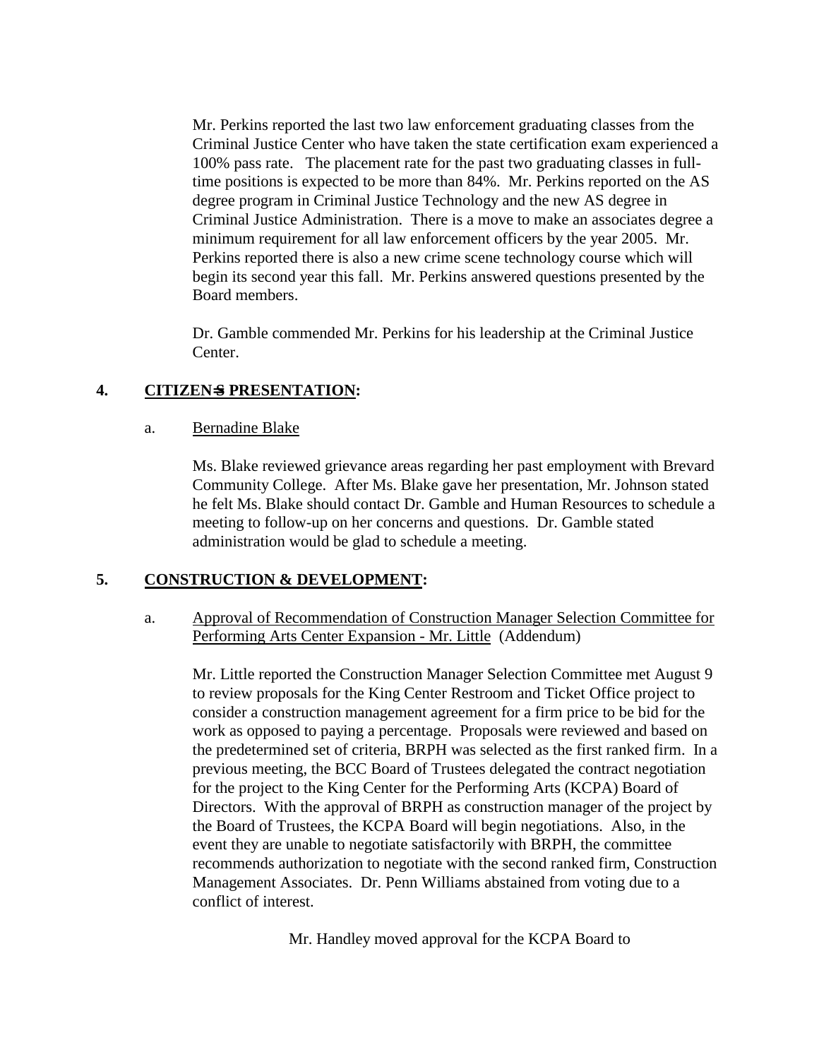Mr. Perkins reported the last two law enforcement graduating classes from the Criminal Justice Center who have taken the state certification exam experienced a 100% pass rate. The placement rate for the past two graduating classes in full-time positions is expected to be more than 84%. Mr. Perkins reported on the AS degree program in Criminal Justice Technology and the new AS degree in Criminal Justice Administration. There is a move to make an associates degree a minimum requirement for all law enforcement officers by the year 2005. Mr. Perkins reported there is also a new crime scene technology course which will begin its second year this fall. Mr. Perkins answered questions presented by the Board members.

Dr. Gamble commended Mr. Perkins for his leadership at the Criminal Justice Center.

**4. CITIZEN=S PRESENTATION:**

a. Bernadine Blake

Ms. Blake reviewed grievance areas regarding her past employment with Brevard Community College. After Ms. Blake gave her presentation, Mr. Johnson stated he felt Ms. Blake should contact Dr. Gamble and Human Resources to schedule a meeting to follow-up on her concerns and questions. Dr. Gamble stated administration would be glad to schedule a meeting.

**5. CONSTRUCTION & DEVELOPMENT:**

a. Approval of Recommendation of Construction Manager Selection Committee for Performing Arts Center Expansion - Mr. Little (Addendum)

Mr. Little reported the Construction Manager Selection Committee met August 9 to review proposals for the King Center Restroom and Ticket Office project to consider a construction management agreement for a firm price to be bid for the work as opposed to paying a percentage. Proposals were reviewed and based on the predetermined set of criteria, BRPH was selected as the first ranked firm. In a previous meeting, the BCC Board of Trustees delegated the contract negotiation for the project to the King Center for the Performing Arts (KCPA) Board of Directors. With the approval of BRPH as construction manager of the project by the Board of Trustees, the KCPA Board will begin negotiations. Also, in the event they are unable to negotiate satisfactorily with BRPH, the committee recommends authorization to negotiate with the second ranked firm, Construction Management Associates. Dr. Penn Williams abstained from voting due to a conflict of interest.

Mr. Handley moved approval for the KCPA Board to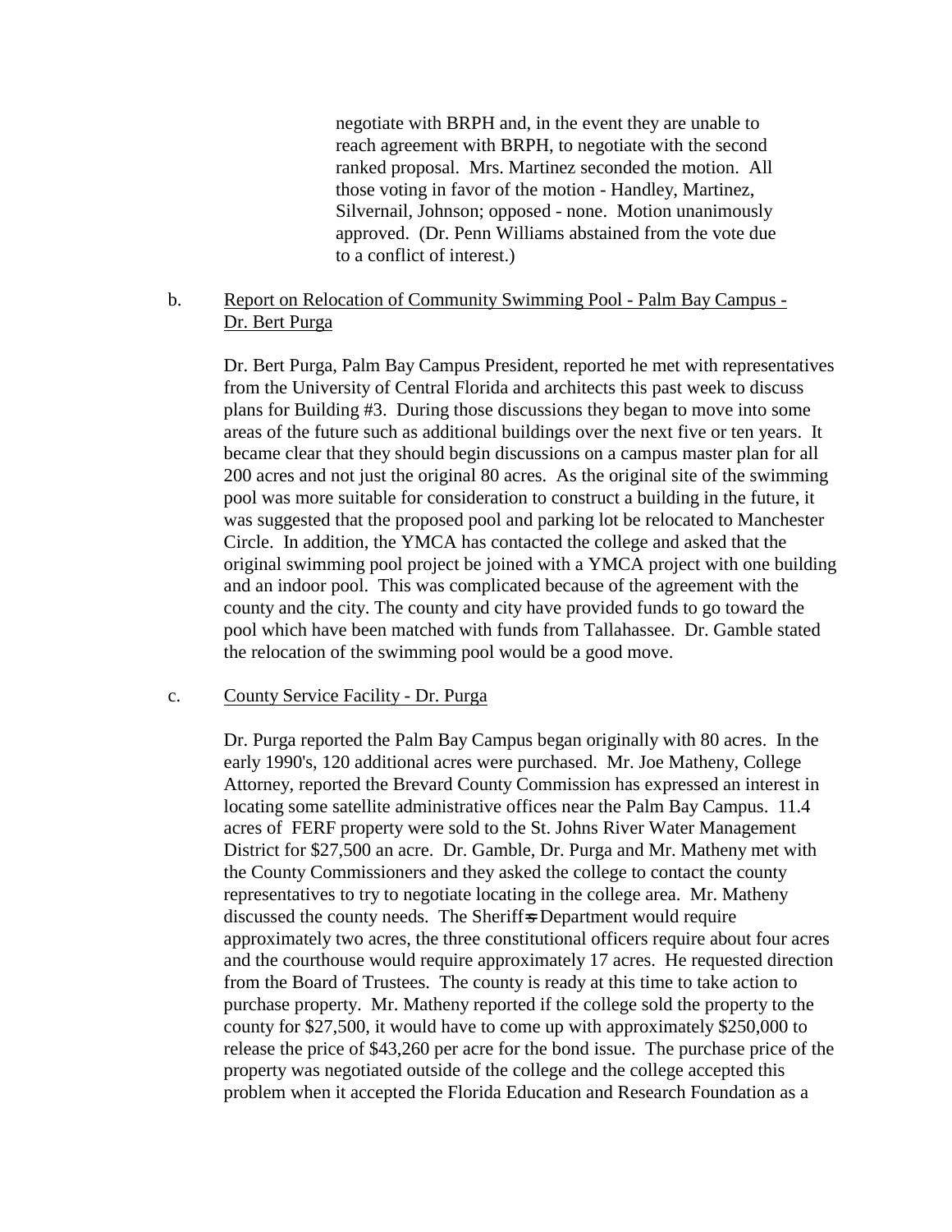negotiate with BRPH and, in the event they are unable to reach agreement with BRPH, to negotiate with the second ranked proposal. Mrs. Martinez seconded the motion. All those voting in favor of the motion - Handley, Martinez, Silvernail, Johnson; opposed - none. Motion unanimously approved. (Dr. Penn Williams abstained from the vote due to a conflict of interest.)

b. <u>Report on Relocation of Community Swimming Pool - Palm Bay Campus - Dr. Bert Purga</u>

Dr. Bert Purga, Palm Bay Campus President, reported he met with representatives from the University of Central Florida and architects this past week to discuss plans for Building #3. During those discussions they began to move into some areas of the future such as additional buildings over the next five or ten years. It became clear that they should begin discussions on a campus master plan for all 200 acres and not just the original 80 acres. As the original site of the swimming pool was more suitable for consideration to construct a building in the future, it was suggested that the proposed pool and parking lot be relocated to Manchester Circle. In addition, the YMCA has contacted the college and asked that the original swimming pool project be joined with a YMCA project with one building and an indoor pool. This was complicated because of the agreement with the county and the city. The county and city have provided funds to go toward the pool which have been matched with funds from Tallahassee. Dr. Gamble stated the relocation of the swimming pool would be a good move.

c. <u>County Service Facility - Dr. Purga</u>

Dr. Purga reported the Palm Bay Campus began originally with 80 acres. In the early 1990's, 120 additional acres were purchased. Mr. Joe Matheny, College Attorney, reported the Brevard County Commission has expressed an interest in locating some satellite administrative offices near the Palm Bay Campus. 11.4 acres of FERF property were sold to the St. Johns River Water Management District for $27,500 an acre. Dr. Gamble, Dr. Purga and Mr. Matheny met with the County Commissioners and they asked the college to contact the county representatives to try to negotiate locating in the college area. Mr. Matheny discussed the county needs. The Sheriff's Department would require approximately two acres, the three constitutional officers require about four acres and the courthouse would require approximately 17 acres. He requested direction from the Board of Trustees. The county is ready at this time to take action to purchase property. Mr. Matheny reported if the college sold the property to the county for $27,500, it would have to come up with approximately $250,000 to release the price of $43,260 per acre for the bond issue. The purchase price of the property was negotiated outside of the college and the college accepted this problem when it accepted the Florida Education and Research Foundation as a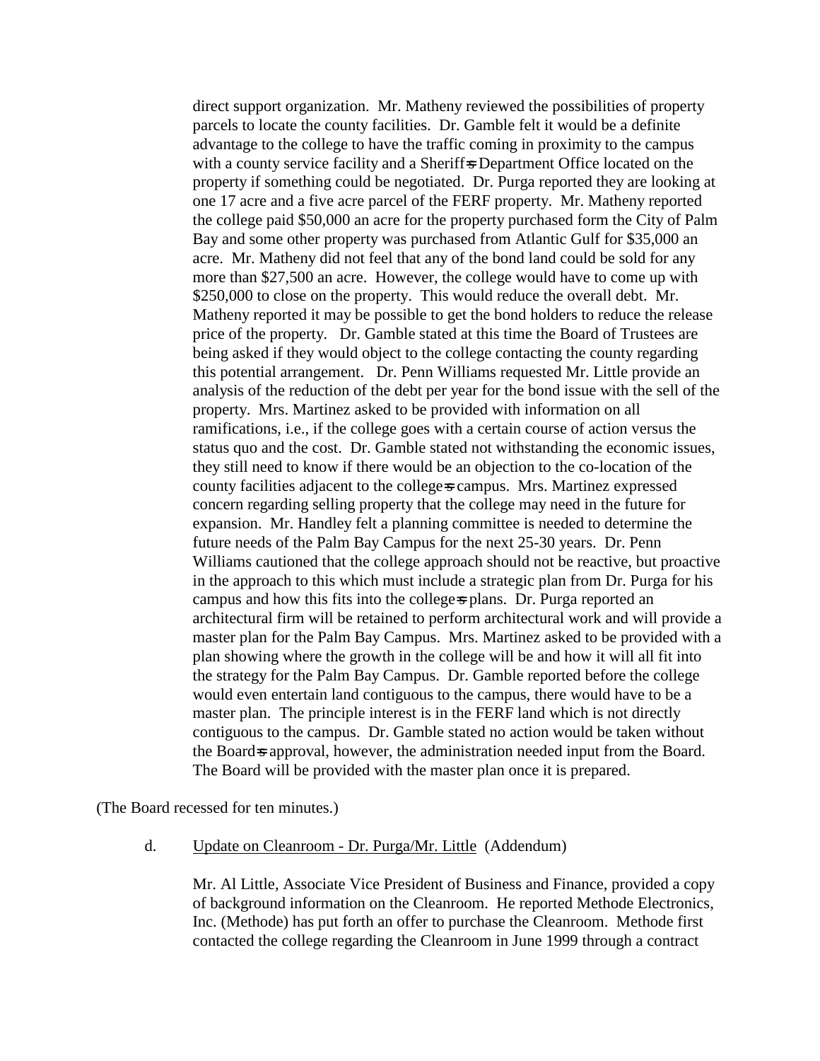direct support organization. Mr. Matheny reviewed the possibilities of property parcels to locate the county facilities. Dr. Gamble felt it would be a definite advantage to the college to have the traffic coming in proximity to the campus with a county service facility and a Sheriff=s Department Office located on the property if something could be negotiated. Dr. Purga reported they are looking at one 17 acre and a five acre parcel of the FERF property. Mr. Matheny reported the college paid $50,000 an acre for the property purchased form the City of Palm Bay and some other property was purchased from Atlantic Gulf for $35,000 an acre. Mr. Matheny did not feel that any of the bond land could be sold for any more than $27,500 an acre. However, the college would have to come up with $250,000 to close on the property. This would reduce the overall debt. Mr. Matheny reported it may be possible to get the bond holders to reduce the release price of the property. Dr. Gamble stated at this time the Board of Trustees are being asked if they would object to the college contacting the county regarding this potential arrangement. Dr. Penn Williams requested Mr. Little provide an analysis of the reduction of the debt per year for the bond issue with the sell of the property. Mrs. Martinez asked to be provided with information on all ramifications, i.e., if the college goes with a certain course of action versus the status quo and the cost. Dr. Gamble stated not withstanding the economic issues, they still need to know if there would be an objection to the co-location of the county facilities adjacent to the college=s campus. Mrs. Martinez expressed concern regarding selling property that the college may need in the future for expansion. Mr. Handley felt a planning committee is needed to determine the future needs of the Palm Bay Campus for the next 25-30 years. Dr. Penn Williams cautioned that the college approach should not be reactive, but proactive in the approach to this which must include a strategic plan from Dr. Purga for his campus and how this fits into the college=s plans. Dr. Purga reported an architectural firm will be retained to perform architectural work and will provide a master plan for the Palm Bay Campus. Mrs. Martinez asked to be provided with a plan showing where the growth in the college will be and how it will all fit into the strategy for the Palm Bay Campus. Dr. Gamble reported before the college would even entertain land contiguous to the campus, there would have to be a master plan. The principle interest is in the FERF land which is not directly contiguous to the campus. Dr. Gamble stated no action would be taken without the Board=s approval, however, the administration needed input from the Board. The Board will be provided with the master plan once it is prepared.

(The Board recessed for ten minutes.)

d. Update on Cleanroom - Dr. Purga/Mr. Little (Addendum)

Mr. Al Little, Associate Vice President of Business and Finance, provided a copy of background information on the Cleanroom. He reported Methode Electronics, Inc. (Methode) has put forth an offer to purchase the Cleanroom. Methode first contacted the college regarding the Cleanroom in June 1999 through a contract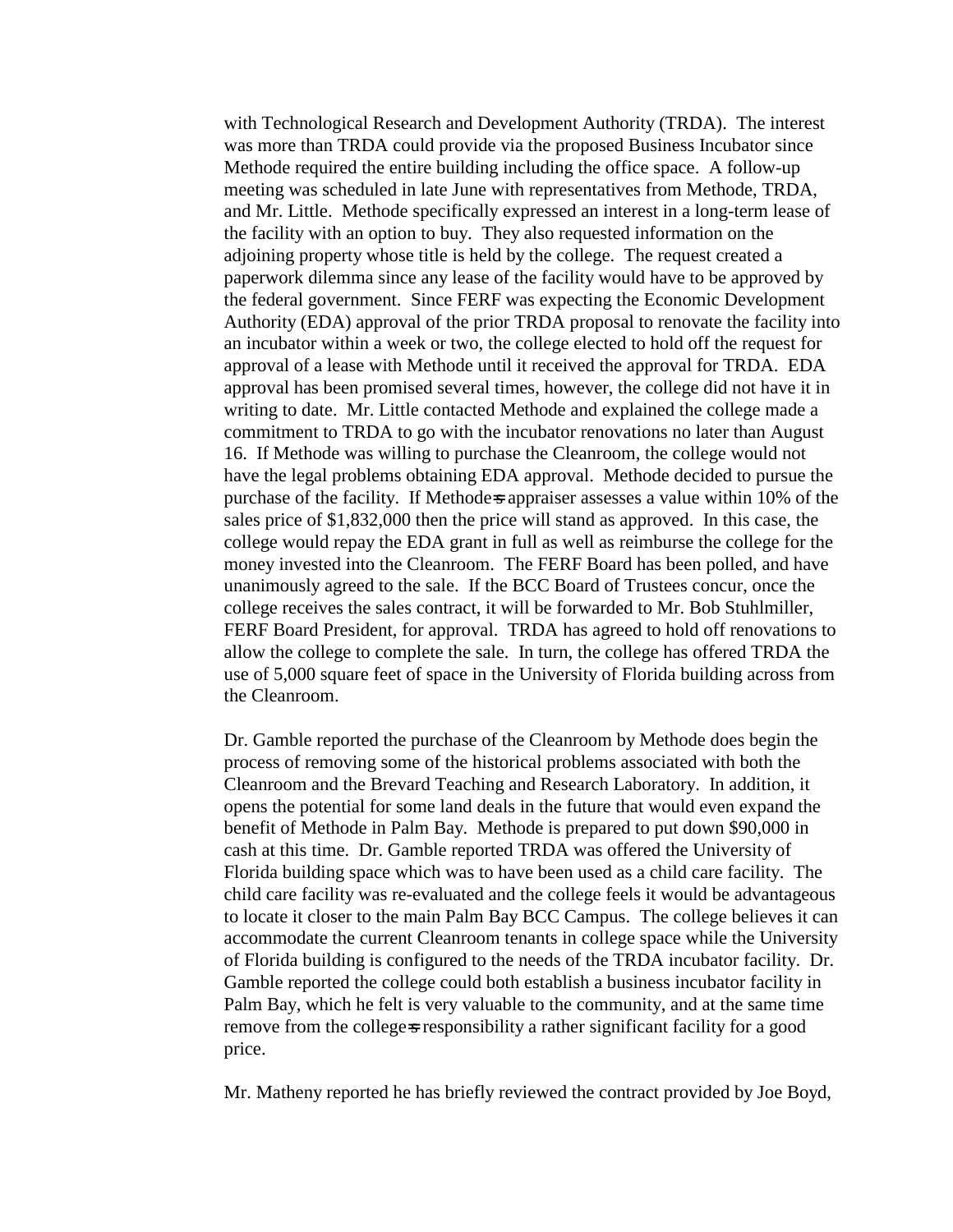with Technological Research and Development Authority (TRDA). The interest was more than TRDA could provide via the proposed Business Incubator since Methode required the entire building including the office space. A follow-up meeting was scheduled in late June with representatives from Methode, TRDA, and Mr. Little. Methode specifically expressed an interest in a long-term lease of the facility with an option to buy. They also requested information on the adjoining property whose title is held by the college. The request created a paperwork dilemma since any lease of the facility would have to be approved by the federal government. Since FERF was expecting the Economic Development Authority (EDA) approval of the prior TRDA proposal to renovate the facility into an incubator within a week or two, the college elected to hold off the request for approval of a lease with Methode until it received the approval for TRDA. EDA approval has been promised several times, however, the college did not have it in writing to date. Mr. Little contacted Methode and explained the college made a commitment to TRDA to go with the incubator renovations no later than August 16. If Methode was willing to purchase the Cleanroom, the college would not have the legal problems obtaining EDA approval. Methode decided to pursue the purchase of the facility. If Methode=s appraiser assesses a value within 10% of the sales price of $1,832,000 then the price will stand as approved. In this case, the college would repay the EDA grant in full as well as reimburse the college for the money invested into the Cleanroom. The FERF Board has been polled, and have unanimously agreed to the sale. If the BCC Board of Trustees concur, once the college receives the sales contract, it will be forwarded to Mr. Bob Stuhlmiller, FERF Board President, for approval. TRDA has agreed to hold off renovations to allow the college to complete the sale. In turn, the college has offered TRDA the use of 5,000 square feet of space in the University of Florida building across from the Cleanroom.

Dr. Gamble reported the purchase of the Cleanroom by Methode does begin the process of removing some of the historical problems associated with both the Cleanroom and the Brevard Teaching and Research Laboratory. In addition, it opens the potential for some land deals in the future that would even expand the benefit of Methode in Palm Bay. Methode is prepared to put down $90,000 in cash at this time. Dr. Gamble reported TRDA was offered the University of Florida building space which was to have been used as a child care facility. The child care facility was re-evaluated and the college feels it would be advantageous to locate it closer to the main Palm Bay BCC Campus. The college believes it can accommodate the current Cleanroom tenants in college space while the University of Florida building is configured to the needs of the TRDA incubator facility. Dr. Gamble reported the college could both establish a business incubator facility in Palm Bay, which he felt is very valuable to the community, and at the same time remove from the college=s responsibility a rather significant facility for a good price.

Mr. Matheny reported he has briefly reviewed the contract provided by Joe Boyd,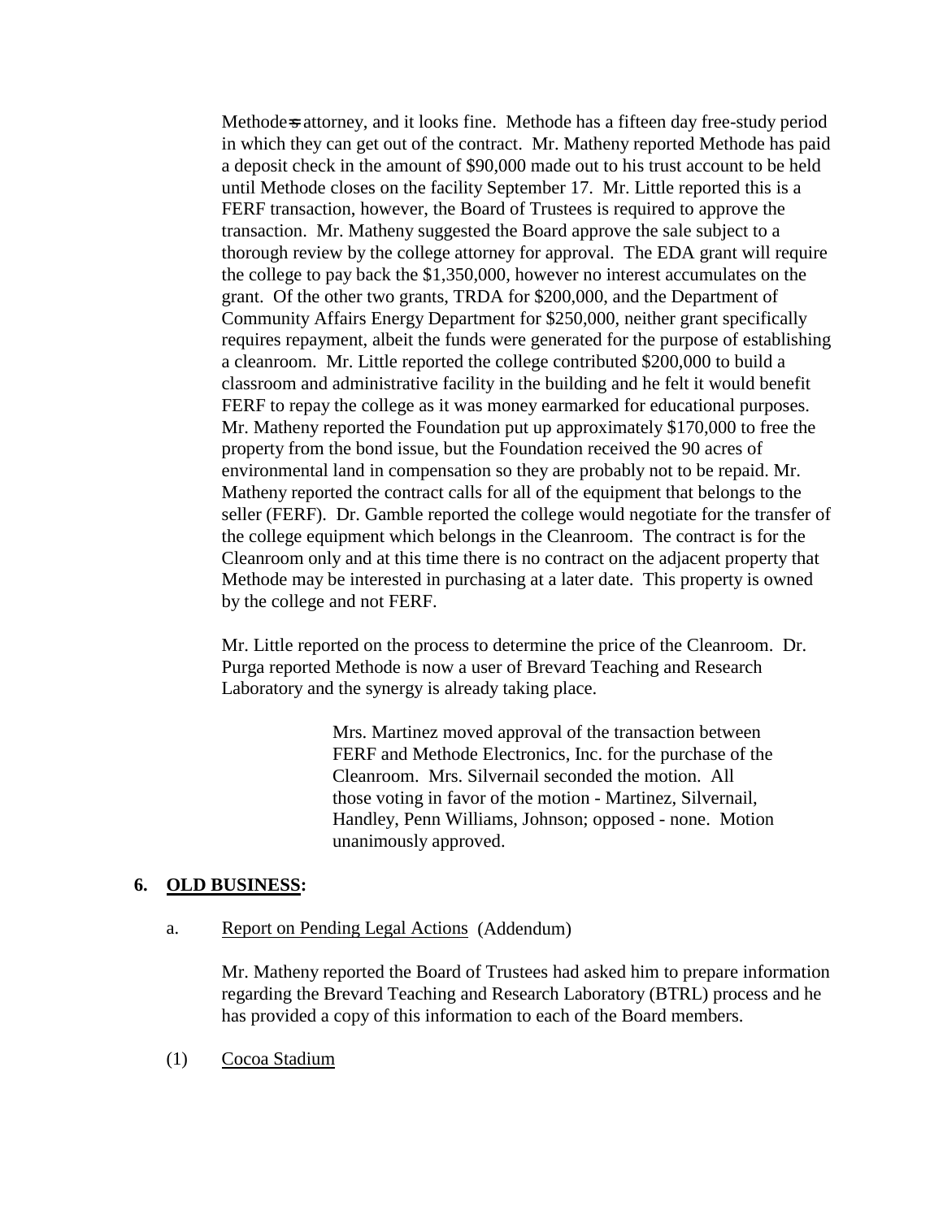Methode=s attorney, and it looks fine. Methode has a fifteen day free-study period in which they can get out of the contract. Mr. Matheny reported Methode has paid a deposit check in the amount of $90,000 made out to his trust account to be held until Methode closes on the facility September 17. Mr. Little reported this is a FERF transaction, however, the Board of Trustees is required to approve the transaction. Mr. Matheny suggested the Board approve the sale subject to a thorough review by the college attorney for approval. The EDA grant will require the college to pay back the $1,350,000, however no interest accumulates on the grant. Of the other two grants, TRDA for $200,000, and the Department of Community Affairs Energy Department for $250,000, neither grant specifically requires repayment, albeit the funds were generated for the purpose of establishing a cleanroom. Mr. Little reported the college contributed $200,000 to build a classroom and administrative facility in the building and he felt it would benefit FERF to repay the college as it was money earmarked for educational purposes. Mr. Matheny reported the Foundation put up approximately $170,000 to free the property from the bond issue, but the Foundation received the 90 acres of environmental land in compensation so they are probably not to be repaid. Mr. Matheny reported the contract calls for all of the equipment that belongs to the seller (FERF). Dr. Gamble reported the college would negotiate for the transfer of the college equipment which belongs in the Cleanroom. The contract is for the Cleanroom only and at this time there is no contract on the adjacent property that Methode may be interested in purchasing at a later date. This property is owned by the college and not FERF.

Mr. Little reported on the process to determine the price of the Cleanroom. Dr. Purga reported Methode is now a user of Brevard Teaching and Research Laboratory and the synergy is already taking place.

> Mrs. Martinez moved approval of the transaction between FERF and Methode Electronics, Inc. for the purchase of the Cleanroom. Mrs. Silvernail seconded the motion. All those voting in favor of the motion - Martinez, Silvernail, Handley, Penn Williams, Johnson; opposed - none. Motion unanimously approved.

## 6. OLD BUSINESS:

a. Report on Pending Legal Actions (Addendum)

Mr. Matheny reported the Board of Trustees had asked him to prepare information regarding the Brevard Teaching and Research Laboratory (BTRL) process and he has provided a copy of this information to each of the Board members.

(1) Cocoa Stadium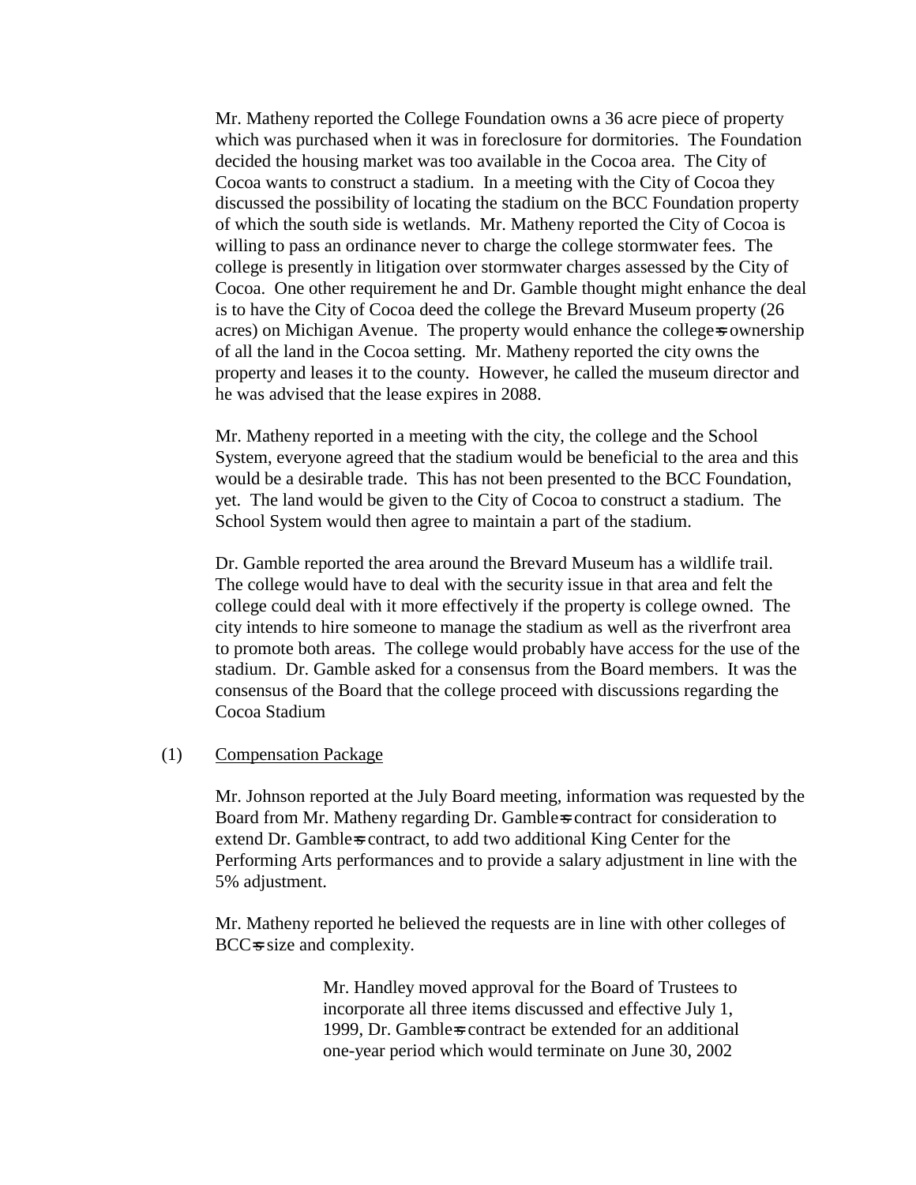Mr. Matheny reported the College Foundation owns a 36 acre piece of property which was purchased when it was in foreclosure for dormitories. The Foundation decided the housing market was too available in the Cocoa area. The City of Cocoa wants to construct a stadium. In a meeting with the City of Cocoa they discussed the possibility of locating the stadium on the BCC Foundation property of which the south side is wetlands. Mr. Matheny reported the City of Cocoa is willing to pass an ordinance never to charge the college stormwater fees. The college is presently in litigation over stormwater charges assessed by the City of Cocoa. One other requirement he and Dr. Gamble thought might enhance the deal is to have the City of Cocoa deed the college the Brevard Museum property (26 acres) on Michigan Avenue. The property would enhance the college=s ownership of all the land in the Cocoa setting. Mr. Matheny reported the city owns the property and leases it to the county. However, he called the museum director and he was advised that the lease expires in 2088.

Mr. Matheny reported in a meeting with the city, the college and the School System, everyone agreed that the stadium would be beneficial to the area and this would be a desirable trade. This has not been presented to the BCC Foundation, yet. The land would be given to the City of Cocoa to construct a stadium. The School System would then agree to maintain a part of the stadium.

Dr. Gamble reported the area around the Brevard Museum has a wildlife trail. The college would have to deal with the security issue in that area and felt the college could deal with it more effectively if the property is college owned. The city intends to hire someone to manage the stadium as well as the riverfront area to promote both areas. The college would probably have access for the use of the stadium. Dr. Gamble asked for a consensus from the Board members. It was the consensus of the Board that the college proceed with discussions regarding the Cocoa Stadium

(1) Compensation Package

Mr. Johnson reported at the July Board meeting, information was requested by the Board from Mr. Matheny regarding Dr. Gamble=s contract for consideration to extend Dr. Gamble=s contract, to add two additional King Center for the Performing Arts performances and to provide a salary adjustment in line with the 5% adjustment.

Mr. Matheny reported he believed the requests are in line with other colleges of BCC=s size and complexity.

> Mr. Handley moved approval for the Board of Trustees to incorporate all three items discussed and effective July 1, 1999, Dr. Gamble=s contract be extended for an additional one-year period which would terminate on June 30, 2002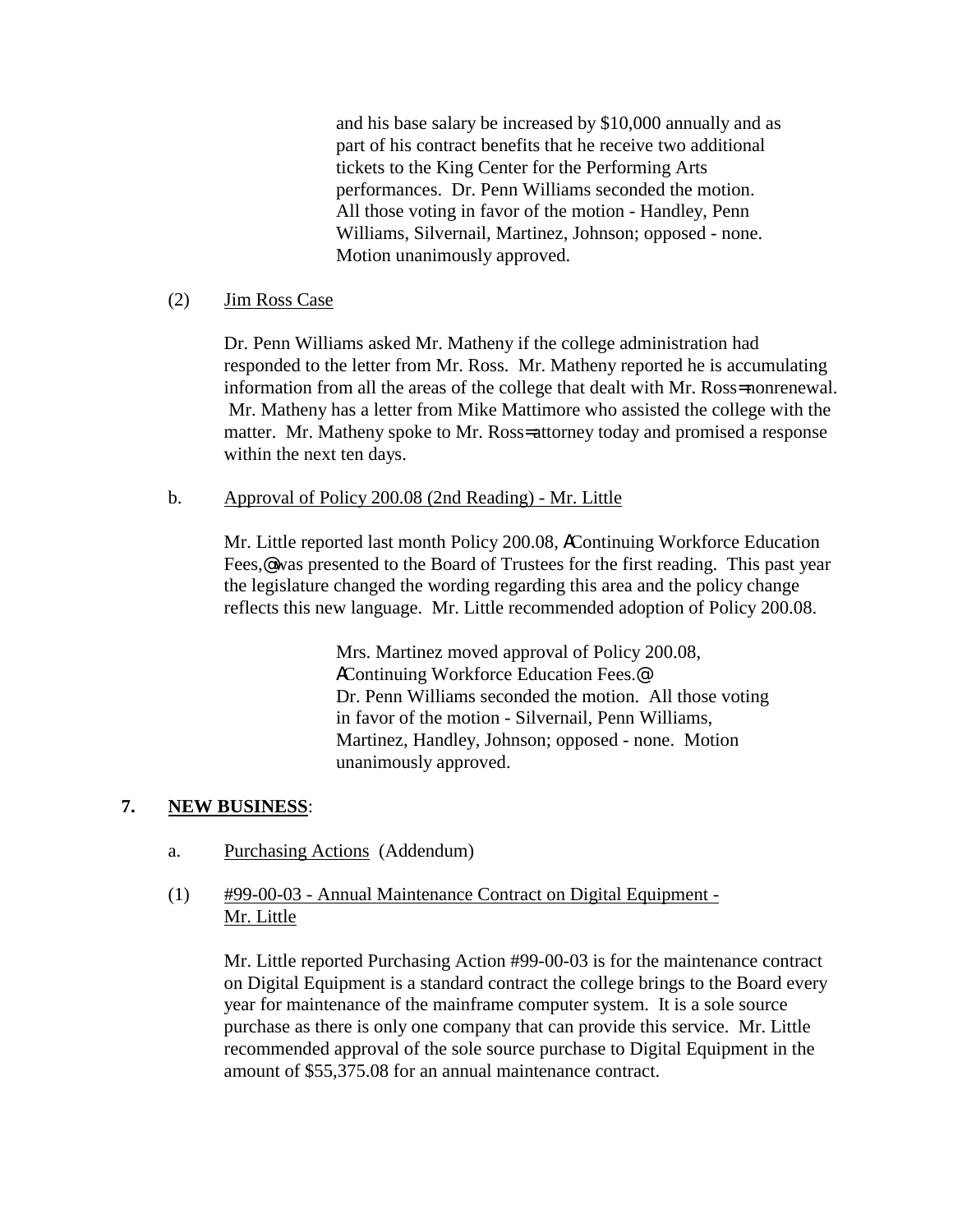and his base salary be increased by $10,000 annually and as part of his contract benefits that he receive two additional tickets to the King Center for the Performing Arts performances. Dr. Penn Williams seconded the motion. All those voting in favor of the motion - Handley, Penn Williams, Silvernail, Martinez, Johnson; opposed - none. Motion unanimously approved.

(2) Jim Ross Case

Dr. Penn Williams asked Mr. Matheny if the college administration had responded to the letter from Mr. Ross. Mr. Matheny reported he is accumulating information from all the areas of the college that dealt with Mr. Ross=nonrenewal. Mr. Matheny has a letter from Mike Mattimore who assisted the college with the matter. Mr. Matheny spoke to Mr. Ross=attorney today and promised a response within the next ten days.

b. Approval of Policy 200.08 (2nd Reading) - Mr. Little

Mr. Little reported last month Policy 200.08, AContinuing Workforce Education Fees,@was presented to the Board of Trustees for the first reading. This past year the legislature changed the wording regarding this area and the policy change reflects this new language. Mr. Little recommended adoption of Policy 200.08.

Mrs. Martinez moved approval of Policy 200.08, AContinuing Workforce Education Fees.@ Dr. Penn Williams seconded the motion. All those voting in favor of the motion - Silvernail, Penn Williams, Martinez, Handley, Johnson; opposed - none. Motion unanimously approved.

**7. NEW BUSINESS**:

a. Purchasing Actions (Addendum)

(1) #99-00-03 - Annual Maintenance Contract on Digital Equipment - Mr. Little

Mr. Little reported Purchasing Action #99-00-03 is for the maintenance contract on Digital Equipment is a standard contract the college brings to the Board every year for maintenance of the mainframe computer system. It is a sole source purchase as there is only one company that can provide this service. Mr. Little recommended approval of the sole source purchase to Digital Equipment in the amount of $55,375.08 for an annual maintenance contract.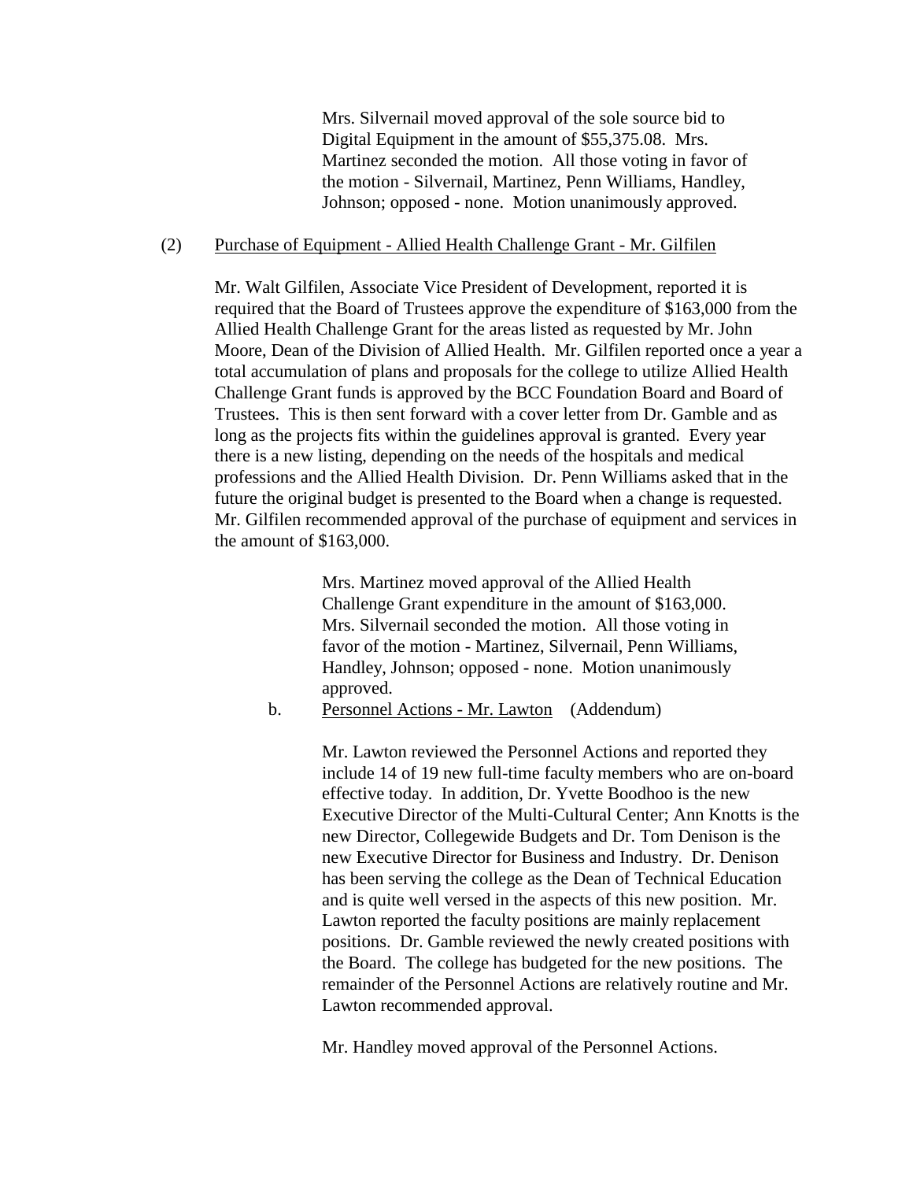Mrs. Silvernail moved approval of the sole source bid to Digital Equipment in the amount of $55,375.08. Mrs. Martinez seconded the motion. All those voting in favor of the motion - Silvernail, Martinez, Penn Williams, Handley, Johnson; opposed - none. Motion unanimously approved.

(2) Purchase of Equipment - Allied Health Challenge Grant - Mr. Gilfilen

Mr. Walt Gilfilen, Associate Vice President of Development, reported it is required that the Board of Trustees approve the expenditure of $163,000 from the Allied Health Challenge Grant for the areas listed as requested by Mr. John Moore, Dean of the Division of Allied Health. Mr. Gilfilen reported once a year a total accumulation of plans and proposals for the college to utilize Allied Health Challenge Grant funds is approved by the BCC Foundation Board and Board of Trustees. This is then sent forward with a cover letter from Dr. Gamble and as long as the projects fits within the guidelines approval is granted. Every year there is a new listing, depending on the needs of the hospitals and medical professions and the Allied Health Division. Dr. Penn Williams asked that in the future the original budget is presented to the Board when a change is requested. Mr. Gilfilen recommended approval of the purchase of equipment and services in the amount of $163,000.

Mrs. Martinez moved approval of the Allied Health Challenge Grant expenditure in the amount of $163,000. Mrs. Silvernail seconded the motion. All those voting in favor of the motion - Martinez, Silvernail, Penn Williams, Handley, Johnson; opposed - none. Motion unanimously approved.

b. Personnel Actions - Mr. Lawton (Addendum)

Mr. Lawton reviewed the Personnel Actions and reported they include 14 of 19 new full-time faculty members who are on-board effective today. In addition, Dr. Yvette Boodhoo is the new Executive Director of the Multi-Cultural Center; Ann Knotts is the new Director, Collegewide Budgets and Dr. Tom Denison is the new Executive Director for Business and Industry. Dr. Denison has been serving the college as the Dean of Technical Education and is quite well versed in the aspects of this new position. Mr. Lawton reported the faculty positions are mainly replacement positions. Dr. Gamble reviewed the newly created positions with the Board. The college has budgeted for the new positions. The remainder of the Personnel Actions are relatively routine and Mr. Lawton recommended approval.

Mr. Handley moved approval of the Personnel Actions.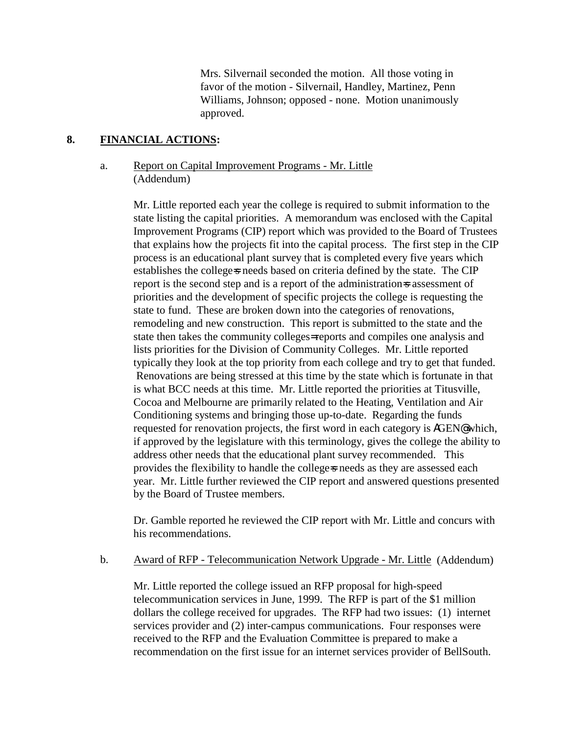Mrs. Silvernail seconded the motion. All those voting in favor of the motion - Silvernail, Handley, Martinez, Penn Williams, Johnson; opposed - none. Motion unanimously approved.

**8. FINANCIAL ACTIONS:**

a. Report on Capital Improvement Programs - Mr. Little (Addendum)

Mr. Little reported each year the college is required to submit information to the state listing the capital priorities. A memorandum was enclosed with the Capital Improvement Programs (CIP) report which was provided to the Board of Trustees that explains how the projects fit into the capital process. The first step in the CIP process is an educational plant survey that is completed every five years which establishes the college=s needs based on criteria defined by the state. The CIP report is the second step and is a report of the administration=s assessment of priorities and the development of specific projects the college is requesting the state to fund. These are broken down into the categories of renovations, remodeling and new construction. This report is submitted to the state and the state then takes the community colleges= reports and compiles one analysis and lists priorities for the Division of Community Colleges. Mr. Little reported typically they look at the top priority from each college and try to get that funded. Renovations are being stressed at this time by the state which is fortunate in that is what BCC needs at this time. Mr. Little reported the priorities at Titusville, Cocoa and Melbourne are primarily related to the Heating, Ventilation and Air Conditioning systems and bringing those up-to-date. Regarding the funds requested for renovation projects, the first word in each category is AGEN@ which, if approved by the legislature with this terminology, gives the college the ability to address other needs that the educational plant survey recommended. This provides the flexibility to handle the college=s needs as they are assessed each year. Mr. Little further reviewed the CIP report and answered questions presented by the Board of Trustee members.

Dr. Gamble reported he reviewed the CIP report with Mr. Little and concurs with his recommendations.

b. Award of RFP - Telecommunication Network Upgrade - Mr. Little (Addendum)

Mr. Little reported the college issued an RFP proposal for high-speed telecommunication services in June, 1999. The RFP is part of the $1 million dollars the college received for upgrades. The RFP had two issues: (1) internet services provider and (2) inter-campus communications. Four responses were received to the RFP and the Evaluation Committee is prepared to make a recommendation on the first issue for an internet services provider of BellSouth.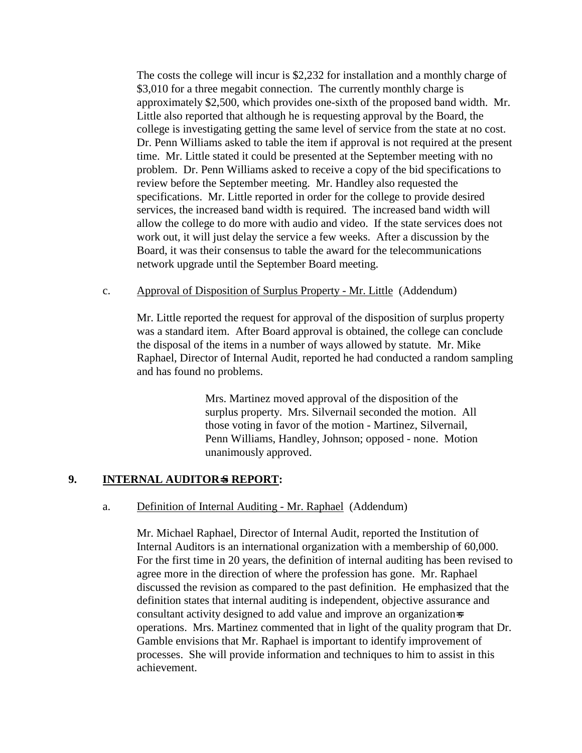The costs the college will incur is $2,232 for installation and a monthly charge of $3,010 for a three megabit connection. The currently monthly charge is approximately $2,500, which provides one-sixth of the proposed band width. Mr. Little also reported that although he is requesting approval by the Board, the college is investigating getting the same level of service from the state at no cost. Dr. Penn Williams asked to table the item if approval is not required at the present time. Mr. Little stated it could be presented at the September meeting with no problem. Dr. Penn Williams asked to receive a copy of the bid specifications to review before the September meeting. Mr. Handley also requested the specifications. Mr. Little reported in order for the college to provide desired services, the increased band width is required. The increased band width will allow the college to do more with audio and video. If the state services does not work out, it will just delay the service a few weeks. After a discussion by the Board, it was their consensus to table the award for the telecommunications network upgrade until the September Board meeting.

c. Approval of Disposition of Surplus Property - Mr. Little (Addendum)

Mr. Little reported the request for approval of the disposition of surplus property was a standard item. After Board approval is obtained, the college can conclude the disposal of the items in a number of ways allowed by statute. Mr. Mike Raphael, Director of Internal Audit, reported he had conducted a random sampling and has found no problems.

> Mrs. Martinez moved approval of the disposition of the surplus property. Mrs. Silvernail seconded the motion. All those voting in favor of the motion - Martinez, Silvernail, Penn Williams, Handley, Johnson; opposed - none. Motion unanimously approved.

## 9. INTERNAL AUDITOR=S REPORT:

a. Definition of Internal Auditing - Mr. Raphael (Addendum)

Mr. Michael Raphael, Director of Internal Audit, reported the Institution of Internal Auditors is an international organization with a membership of 60,000. For the first time in 20 years, the definition of internal auditing has been revised to agree more in the direction of where the profession has gone. Mr. Raphael discussed the revision as compared to the past definition. He emphasized that the definition states that internal auditing is independent, objective assurance and consultant activity designed to add value and improve an organization=s operations. Mrs. Martinez commented that in light of the quality program that Dr. Gamble envisions that Mr. Raphael is important to identify improvement of processes. She will provide information and techniques to him to assist in this achievement.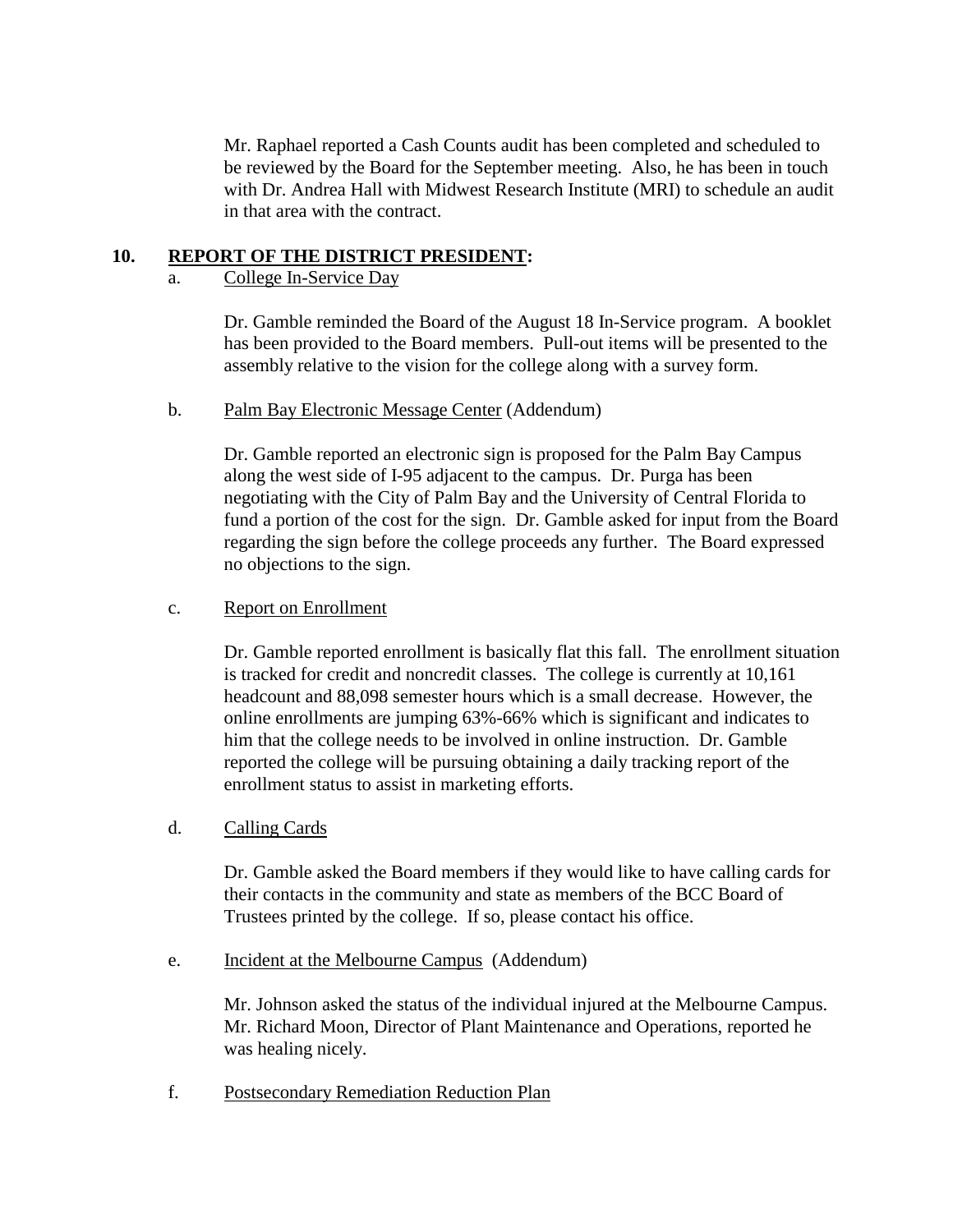Mr. Raphael reported a Cash Counts audit has been completed and scheduled to be reviewed by the Board for the September meeting. Also, he has been in touch with Dr. Andrea Hall with Midwest Research Institute (MRI) to schedule an audit in that area with the contract.

## 10. REPORT OF THE DISTRICT PRESIDENT:

a. College In-Service Day

Dr. Gamble reminded the Board of the August 18 In-Service program. A booklet has been provided to the Board members. Pull-out items will be presented to the assembly relative to the vision for the college along with a survey form.

b. Palm Bay Electronic Message Center (Addendum)

Dr. Gamble reported an electronic sign is proposed for the Palm Bay Campus along the west side of I-95 adjacent to the campus. Dr. Purga has been negotiating with the City of Palm Bay and the University of Central Florida to fund a portion of the cost for the sign. Dr. Gamble asked for input from the Board regarding the sign before the college proceeds any further. The Board expressed no objections to the sign.

c. Report on Enrollment

Dr. Gamble reported enrollment is basically flat this fall. The enrollment situation is tracked for credit and noncredit classes. The college is currently at 10,161 headcount and 88,098 semester hours which is a small decrease. However, the online enrollments are jumping 63%-66% which is significant and indicates to him that the college needs to be involved in online instruction. Dr. Gamble reported the college will be pursuing obtaining a daily tracking report of the enrollment status to assist in marketing efforts.

d. Calling Cards

Dr. Gamble asked the Board members if they would like to have calling cards for their contacts in the community and state as members of the BCC Board of Trustees printed by the college. If so, please contact his office.

e. Incident at the Melbourne Campus (Addendum)

Mr. Johnson asked the status of the individual injured at the Melbourne Campus. Mr. Richard Moon, Director of Plant Maintenance and Operations, reported he was healing nicely.

f. Postsecondary Remediation Reduction Plan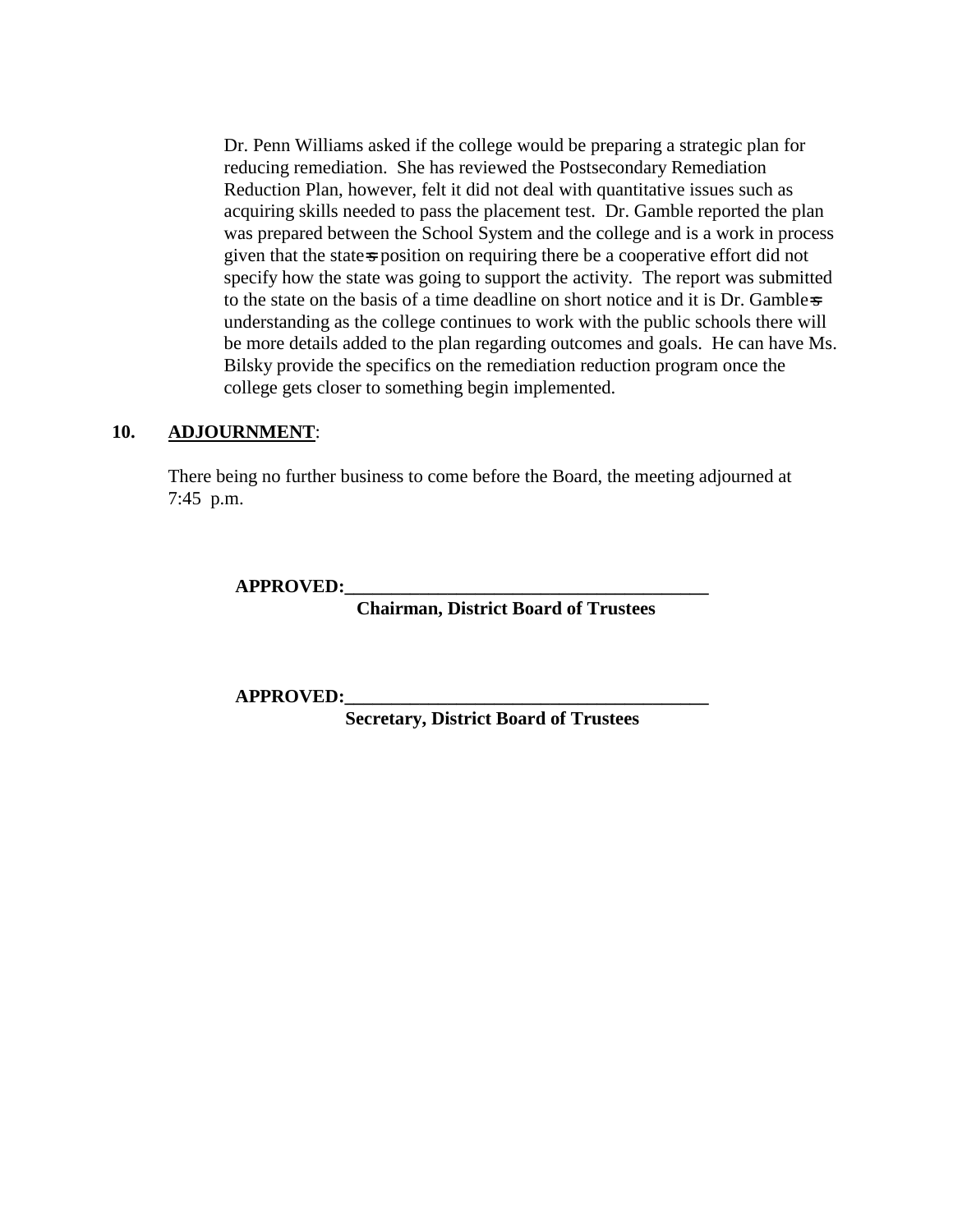Dr. Penn Williams asked if the college would be preparing a strategic plan for reducing remediation. She has reviewed the Postsecondary Remediation Reduction Plan, however, felt it did not deal with quantitative issues such as acquiring skills needed to pass the placement test. Dr. Gamble reported the plan was prepared between the School System and the college and is a work in process given that the state's position on requiring there be a cooperative effort did not specify how the state was going to support the activity. The report was submitted to the state on the basis of a time deadline on short notice and it is Dr. Gamble's understanding as the college continues to work with the public schools there will be more details added to the plan regarding outcomes and goals. He can have Ms. Bilsky provide the specifics on the remediation reduction program once the college gets closer to something begin implemented.

**10. <u>ADJOURNMENT</u>**:

There being no further business to come before the Board, the meeting adjourned at 7:45 p.m.

**APPROVED:\_\_\_\_\_\_\_\_\_\_\_\_\_\_\_\_\_\_\_\_\_\_\_\_\_\_\_\_\_\_\_\_\_\_\_\_\_\_\_\_**

**Chairman, District Board of Trustees**

**APPROVED:\_\_\_\_\_\_\_\_\_\_\_\_\_\_\_\_\_\_\_\_\_\_\_\_\_\_\_\_\_\_\_\_\_\_\_\_\_\_\_\_**

**Secretary, District Board of Trustees**